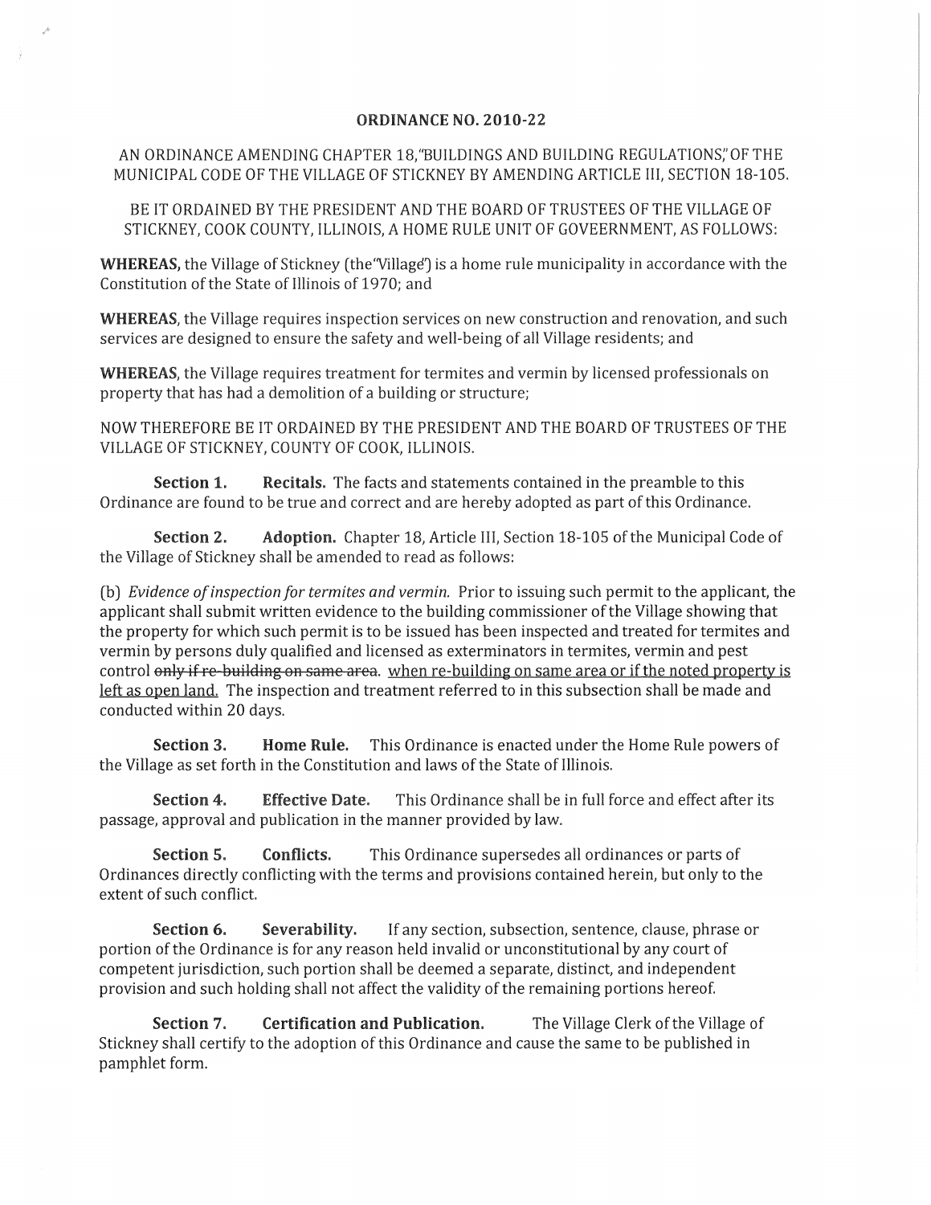# ORDINANCE NO. 2010-22

AN ORDINANCE AMENDING CHAPTER 18,"BUILDINGS AND BUILDING REGULATIONS," OF THE MUNICIPAL CODE OF THE VILLAGE OF STICKNEY BY AMENDING ARTICLE III, SECTION 18-105.

BE IT ORDAINED BY THE PRESIDENT AND THE BOARD OF TRUSTEES OF THE VILLAGE OF STICKNEY, COOK COUNTY, ILLINOIS, A HOME RULE UNIT OF GOVEERNMENT, AS FOLLOWS:

**WHEREAS,** the Village of Stickney (the"Village") is a home rule municipality in accordance with the Constitution of the State of Illinois of 1970; and

**WHEREAS**, the Village requires inspection services on new construction and renovation, and such services are designed to ensure the safety and well-being of all Village residents; and

**WHEREAS**, the Village requires treatment for termites and vermin by licensed professionals on property that has had a demolition of a building or structure;

NOW THEREFORE BE IT ORDAINED BY THE PRESIDENT AND THE BOARD OF TRUSTEES OF THE VILLAGE OF STICKNEY, COUNTY OF COOK, ILLINOIS.

**Section 1. Recitals.** The facts and statements contained in the preamble to this Ordinance are found to be true and correct and are hereby adopted as part of this Ordinance.

**Section 2. Adoption.** Chapter 18, Article III, Section 18-105 of the Municipal Code of the Village of Stickney shall be amended to read as follows:

(b) *Evidence of inspection for termites and vermin.* Prior to issuing such permit to the applicant, the applicant shall submit written evidence to the building commissioner of the Village showing that the property for which such permit is to be issued has been inspected and treated for termites and vermin by persons duly qualified and licensed as exterminators in termites, vermin and pest control ~~only if re-building on same area~~. <u>when re-building on same area or if the noted property is left as open land.</u> The inspection and treatment referred to in this subsection shall be made and conducted within 20 days.

**Section 3. Home Rule.** This Ordinance is enacted under the Home Rule powers of the Village as set forth in the Constitution and laws of the State of Illinois.

**Section 4. Effective Date.** This Ordinance shall be in full force and effect after its passage, approval and publication in the manner provided by law.

**Section 5. Conflicts.** This Ordinance supersedes all ordinances or parts of Ordinances directly conflicting with the terms and provisions contained herein, but only to the extent of such conflict.

**Section 6. Severability.** If any section, subsection, sentence, clause, phrase or portion of the Ordinance is for any reason held invalid or unconstitutional by any court of competent jurisdiction, such portion shall be deemed a separate, distinct, and independent provision and such holding shall not affect the validity of the remaining portions hereof.

**Section 7. Certification and Publication.** The Village Clerk of the Village of Stickney shall certify to the adoption of this Ordinance and cause the same to be published in pamphlet form.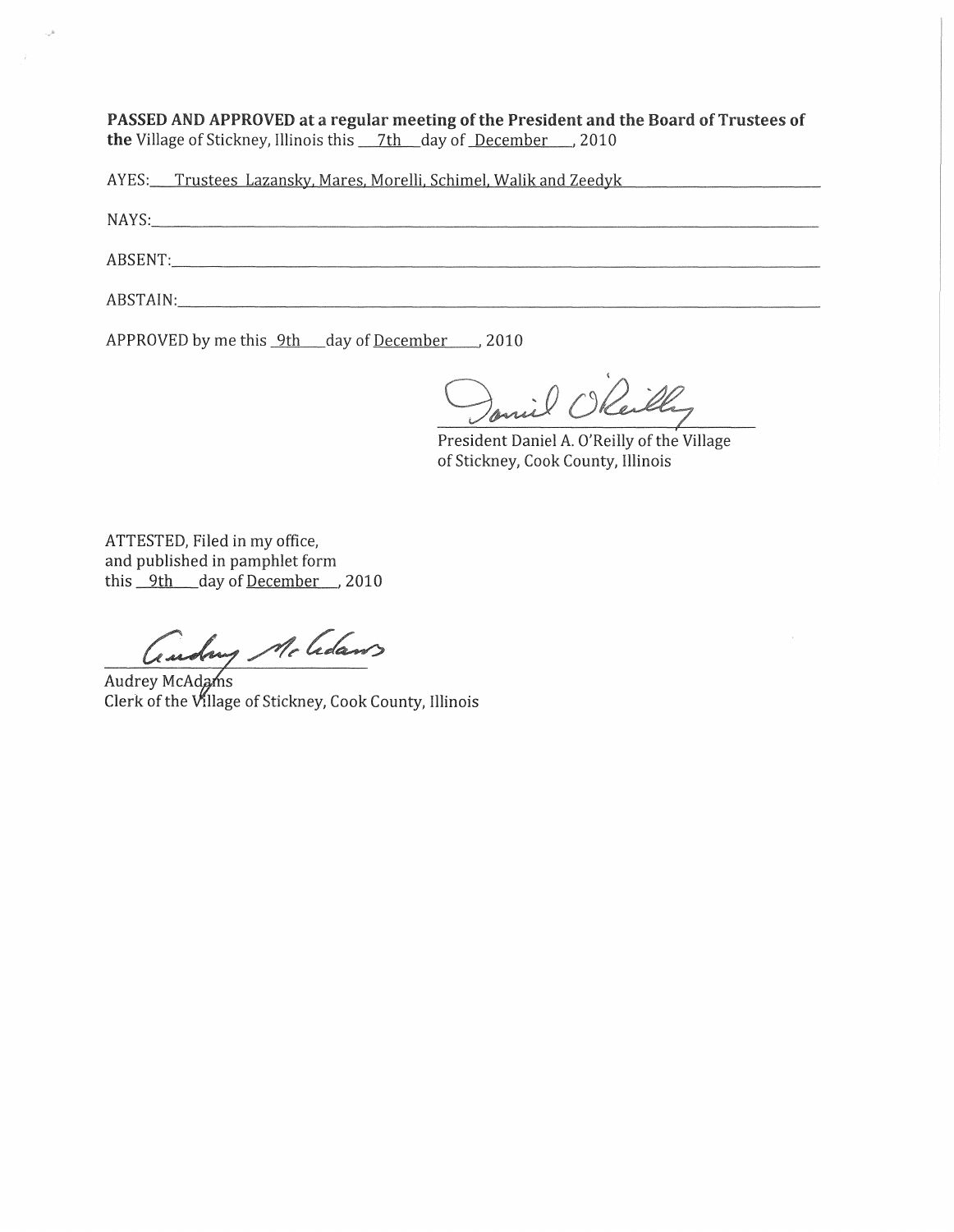**PASSED AND APPROVED at a regular meeting of the President and the Board of Trustees of the** Village of Stickney, Illinois this 7th day of December, 2010

AYES: Trustees Lazansky, Mares, Morelli, Schimel, Walik and Zeedyk

NAYS: ______________________________

ABSENT: ______________________________

ABSTAIN: ______________________________

APPROVED by me this 9th day of December, 2010

President Daniel A. O'Reilly of the Village of Stickney, Cook County, Illinois

ATTESTED, Filed in my office, and published in pamphlet form this 9th day of December, 2010

Audrey McAdams
Clerk of the Village of Stickney, Cook County, Illinois